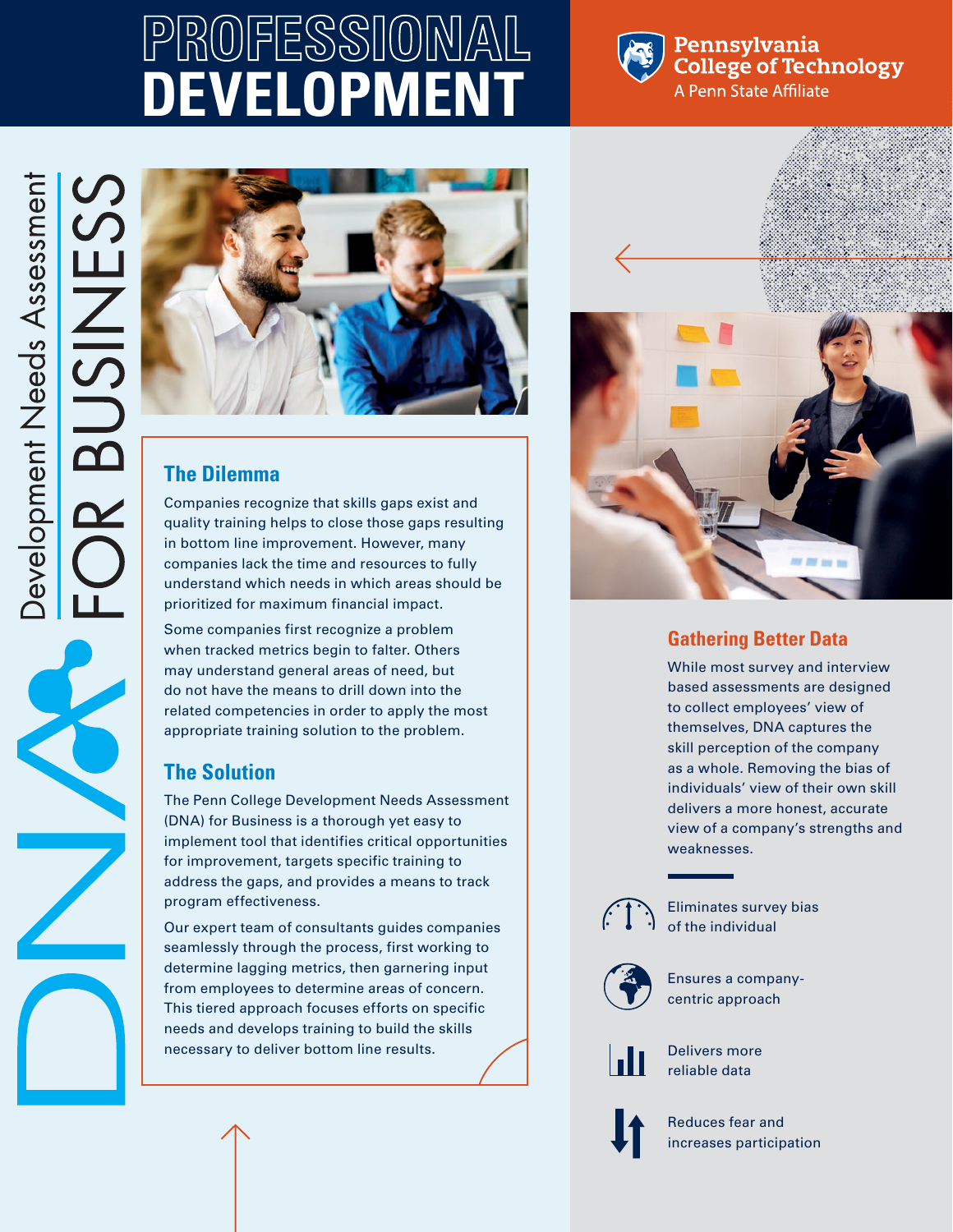# PROFESSIONAL DEVELOPMENT

Pennsylvania College of Technology
A Penn State Affiliate

# DNA Development Needs Assessment FOR BUSINESS

## The Dilemma

Companies recognize that skills gaps exist and quality training helps to close those gaps resulting in bottom line improvement. However, many companies lack the time and resources to fully understand which needs in which areas should be prioritized for maximum financial impact.

Some companies first recognize a problem when tracked metrics begin to falter. Others may understand general areas of need, but do not have the means to drill down into the related competencies in order to apply the most appropriate training solution to the problem.

## The Solution

The Penn College Development Needs Assessment (DNA) for Business is a thorough yet easy to implement tool that identifies critical opportunities for improvement, targets specific training to address the gaps, and provides a means to track program effectiveness.

Our expert team of consultants guides companies seamlessly through the process, first working to determine lagging metrics, then garnering input from employees to determine areas of concern. This tiered approach focuses efforts on specific needs and develops training to build the skills necessary to deliver bottom line results.

## Gathering Better Data

While most survey and interview based assessments are designed to collect employees' view of themselves, DNA captures the skill perception of the company as a whole. Removing the bias of individuals' view of their own skill delivers a more honest, accurate view of a company's strengths and weaknesses.

- Eliminates survey bias of the individual
- Ensures a company-centric approach
- Delivers more reliable data
- Reduces fear and increases participation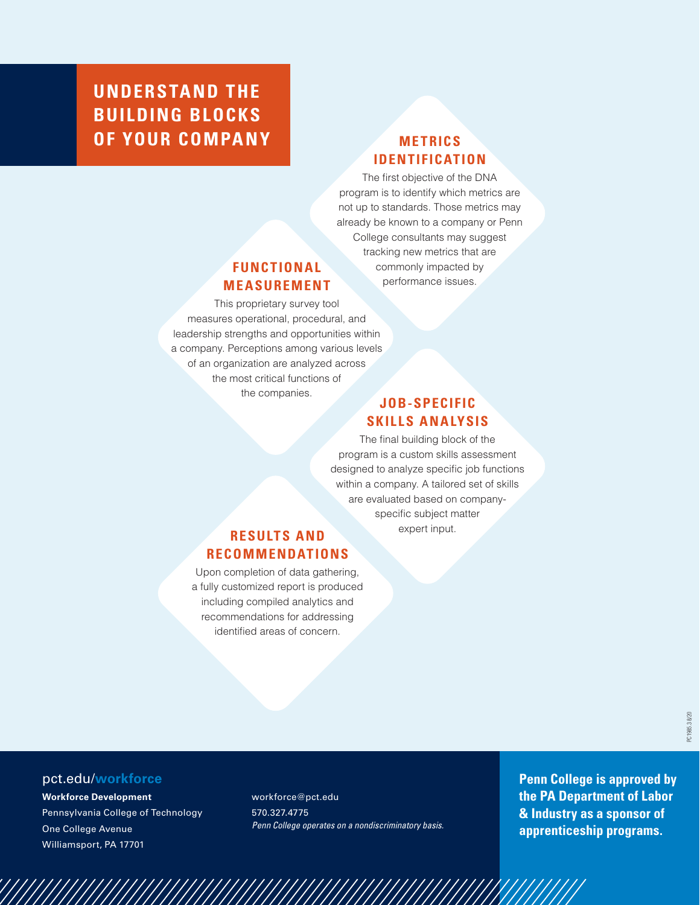# UNDERSTAND THE BUILDING BLOCKS OF YOUR COMPANY

## METRICS IDENTIFICATION

The first objective of the DNA program is to identify which metrics are not up to standards. Those metrics may already be known to a company or Penn College consultants may suggest tracking new metrics that are commonly impacted by performance issues.

## FUNCTIONAL MEASUREMENT

This proprietary survey tool measures operational, procedural, and leadership strengths and opportunities within a company. Perceptions among various levels of an organization are analyzed across the most critical functions of the companies.

## JOB-SPECIFIC SKILLS ANALYSIS

The final building block of the program is a custom skills assessment designed to analyze specific job functions within a company. A tailored set of skills are evaluated based on company-specific subject matter expert input.

## RESULTS AND RECOMMENDATIONS

Upon completion of data gathering, a fully customized report is produced including compiled analytics and recommendations for addressing identified areas of concern.

pct.edu/**workforce**

**Workforce Development**
Pennsylvania College of Technology
One College Avenue
Williamsport, PA 17701

workforce@pct.edu
570.327.4775
*Penn College operates on a nondiscriminatory basis.*

**Penn College is approved by the PA Department of Labor & Industry as a sponsor of apprenticeship programs.**

PC1985 3/8/20